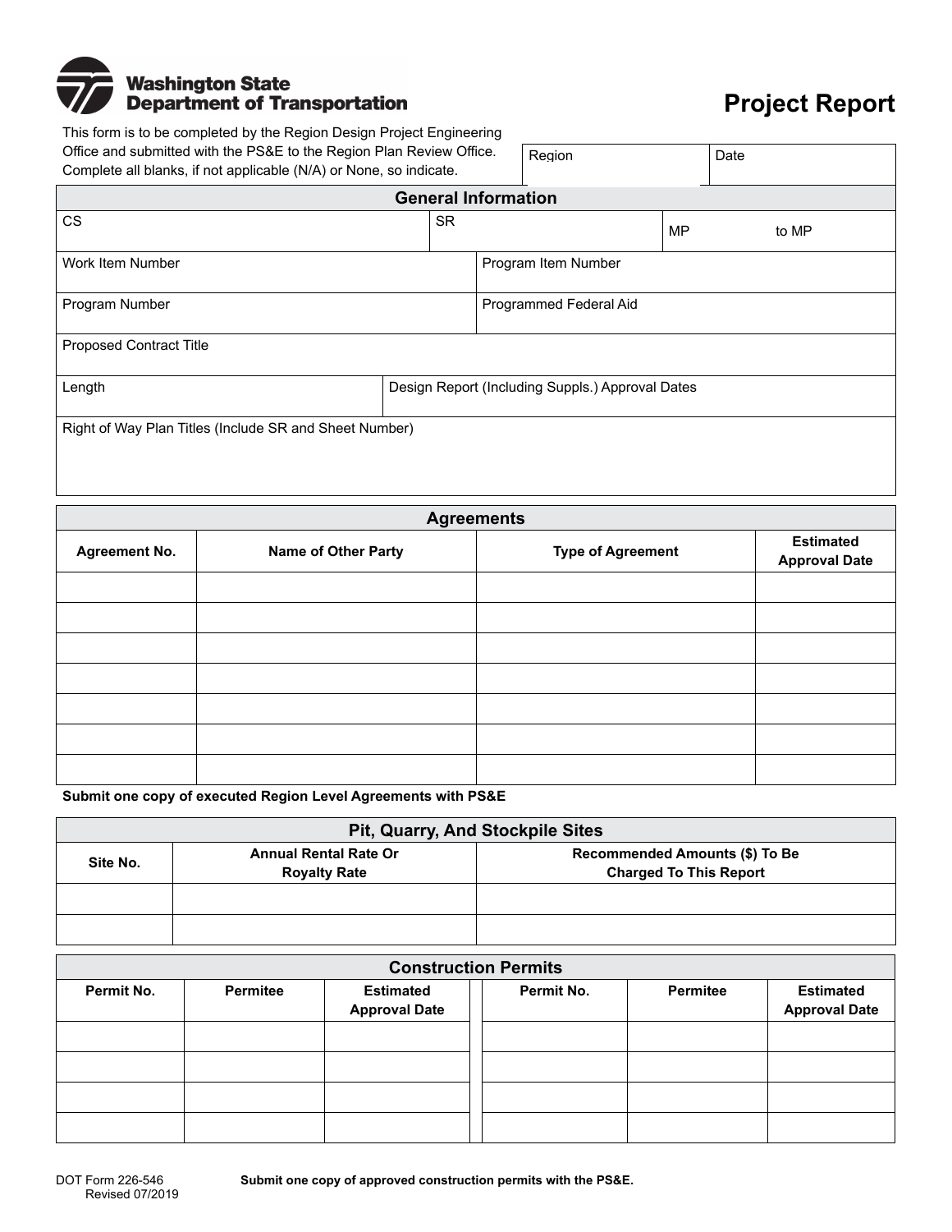Washington State Department of Transportation

# Project Report

This form is to be completed by the Region Design Project Engineering Office and submitted with the PS&E to the Region Plan Review Office. Complete all blanks, if not applicable (N/A) or None, so indicate.

| Region | Date |
|---|---|
| | |

## General Information

| CS | SR | MP to MP |
|---|---|---|
| | | |

| Work Item Number | Program Item Number |
|---|---|
| | |

| Program Number | Programmed Federal Aid |
|---|---|
| | |

Proposed Contract Title

| Length | Design Report (Including Suppls.) Approval Dates |
|---|---|
| | |

Right of Way Plan Titles (Include SR and Sheet Number)

## Agreements

| Agreement No. | Name of Other Party | Type of Agreement | Estimated Approval Date |
|---|---|---|---|
| | | | |
| | | | |
| | | | |
| | | | |
| | | | |
| | | | |
| | | | |

**Submit one copy of executed Region Level Agreements with PS&E**

## Pit, Quarry, And Stockpile Sites

| Site No. | Annual Rental Rate Or Royalty Rate | Recommended Amounts ($) To Be Charged To This Report |
|---|---|---|
| | | |
| | | |

## Construction Permits

| Permit No. | Permitee | Estimated Approval Date | Permit No. | Permitee | Estimated Approval Date |
|---|---|---|---|---|---|
| | | | | | |
| | | | | | |
| | | | | | |
| | | | | | |

**Submit one copy of approved construction permits with the PS&E.**

DOT Form 226-546
Revised 07/2019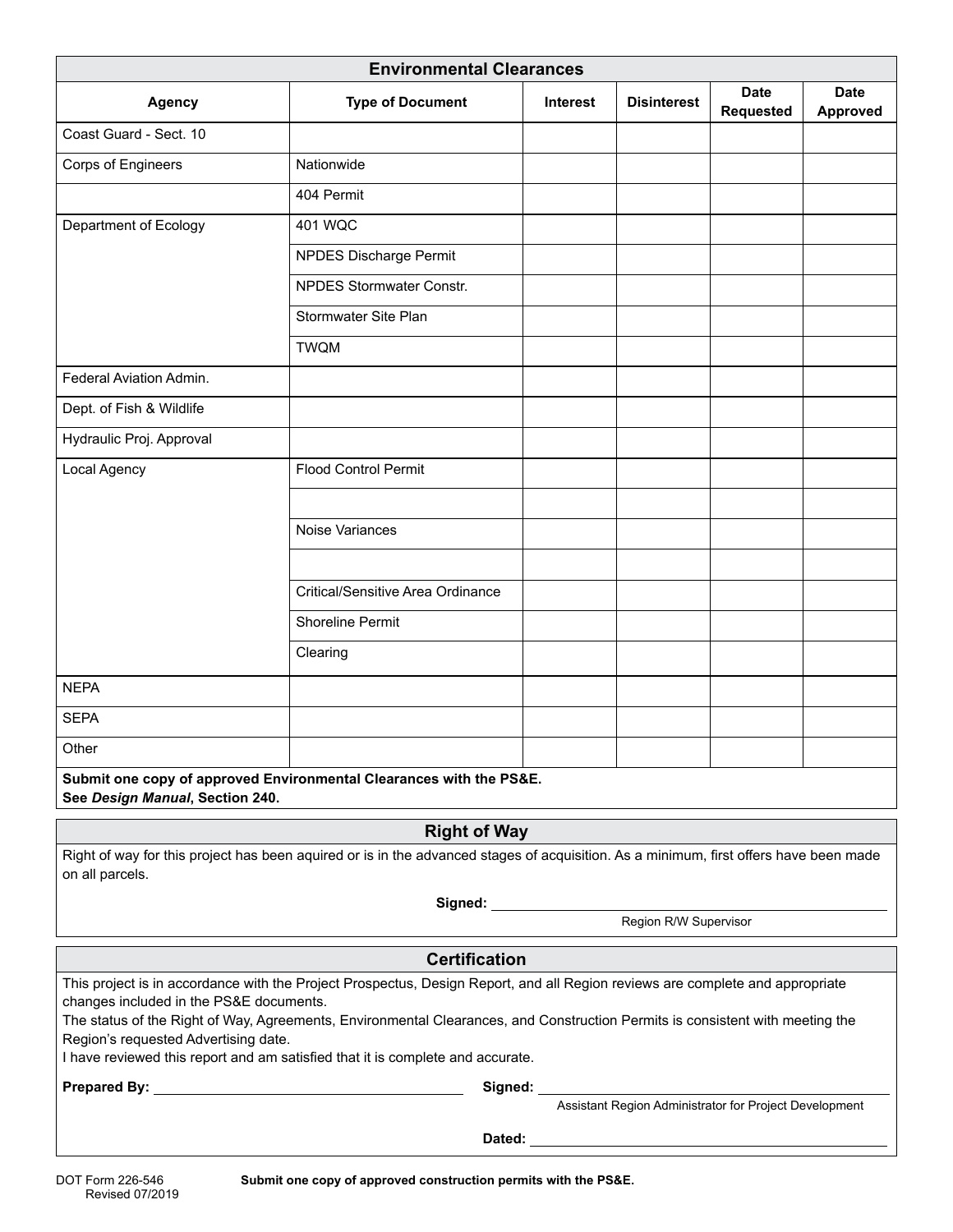## Environmental Clearances

| Agency | Type of Document | Interest | Disinterest | Date Requested | Date Approved |
|---|---|---|---|---|---|
| Coast Guard - Sect. 10 | | | | | |
| Corps of Engineers | Nationwide | | | | |
| | 404 Permit | | | | |
| Department of Ecology | 401 WQC | | | | |
| | NPDES Discharge Permit | | | | |
| | NPDES Stormwater Constr. | | | | |
| | Stormwater Site Plan | | | | |
| | TWQM | | | | |
| Federal Aviation Admin. | | | | | |
| Dept. of Fish & Wildlife | | | | | |
| Hydraulic Proj. Approval | | | | | |
| Local Agency | Flood Control Permit | | | | |
| | | | | | |
| | Noise Variances | | | | |
| | | | | | |
| | Critical/Sensitive Area Ordinance | | | | |
| | Shoreline Permit | | | | |
| | Clearing | | | | |
| NEPA | | | | | |
| SEPA | | | | | |
| Other | | | | | |

**Submit one copy of approved Environmental Clearances with the PS&E.**
**See *Design Manual*, Section 240.**

## Right of Way

Right of way for this project has been aquired or is in the advanced stages of acquisition. As a minimum, first offers have been made on all parcels.

**Signed:** ______________________________
Region R/W Supervisor

## Certification

This project is in accordance with the Project Prospectus, Design Report, and all Region reviews are complete and appropriate changes included in the PS&E documents.
The status of the Right of Way, Agreements, Environmental Clearances, and Construction Permits is consistent with meeting the Region's requested Advertising date.
I have reviewed this report and am satisfied that it is complete and accurate.

**Prepared By:** ______________________________ **Signed:** ______________________________
Assistant Region Administrator for Project Development

**Dated:** ______________________________

DOT Form 226-546
Revised 07/2019

**Submit one copy of approved construction permits with the PS&E.**